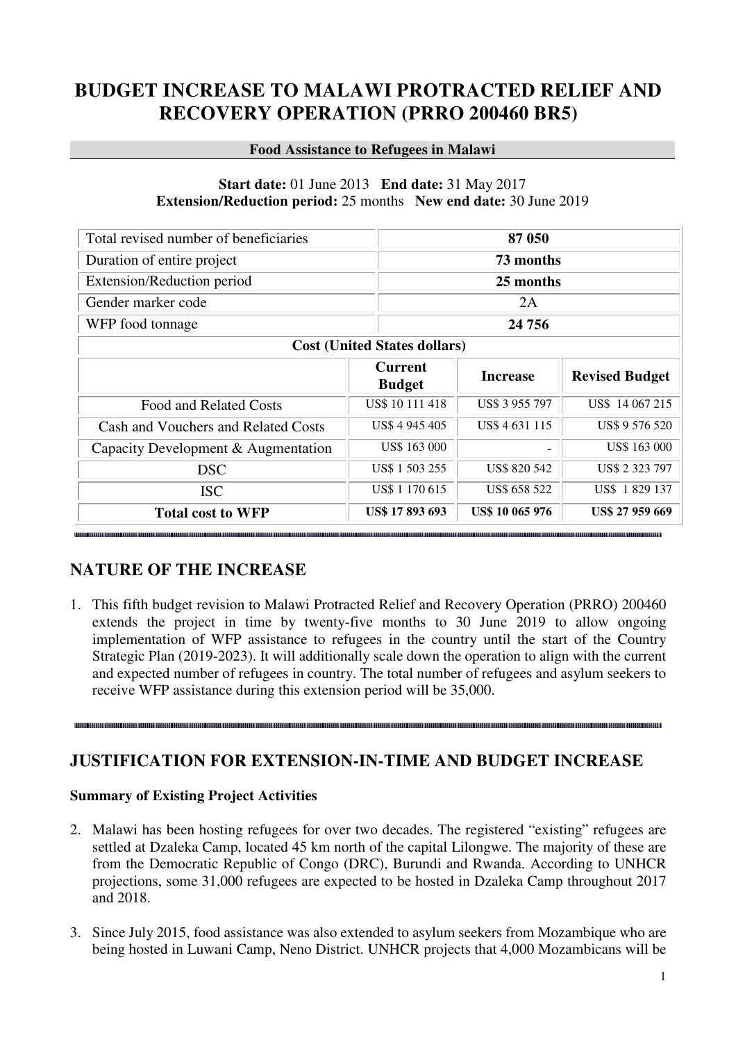# BUDGET INCREASE TO MALAWI PROTRACTED RELIEF AND RECOVERY OPERATION (PRRO 200460 BR5)

**Food Assistance to Refugees in Malawi**

**Start date:** 01 June 2013 **End date:** 31 May 2017
**Extension/Reduction period:** 25 months **New end date:** 30 June 2019

| Total revised number of beneficiaries | **87 050** | | |
|---|---|---|---|
| Duration of entire project | **73 months** | | |
| Extension/Reduction period | **25 months** | | |
| Gender marker code | 2A | | |
| WFP food tonnage | **24 756** | | |
| **Cost (United States dollars)** | | | |
| | **Current Budget** | **Increase** | **Revised Budget** |
| Food and Related Costs | US$ 10 111 418 | US$ 3 955 797 | US$ 14 067 215 |
| Cash and Vouchers and Related Costs | US$ 4 945 405 | US$ 4 631 115 | US$ 9 576 520 |
| Capacity Development & Augmentation | US$ 163 000 | - | US$ 163 000 |
| DSC | US$ 1 503 255 | US$ 820 542 | US$ 2 323 797 |
| ISC | US$ 1 170 615 | US$ 658 522 | US$ 1 829 137 |
| **Total cost to WFP** | **US$ 17 893 693** | **US$ 10 065 976** | **US$ 27 959 669** |

## NATURE OF THE INCREASE

1. This fifth budget revision to Malawi Protracted Relief and Recovery Operation (PRRO) 200460 extends the project in time by twenty-five months to 30 June 2019 to allow ongoing implementation of WFP assistance to refugees in the country until the start of the Country Strategic Plan (2019-2023). It will additionally scale down the operation to align with the current and expected number of refugees in country. The total number of refugees and asylum seekers to receive WFP assistance during this extension period will be 35,000.

## JUSTIFICATION FOR EXTENSION-IN-TIME AND BUDGET INCREASE

**Summary of Existing Project Activities**

2. Malawi has been hosting refugees for over two decades. The registered "existing" refugees are settled at Dzaleka Camp, located 45 km north of the capital Lilongwe. The majority of these are from the Democratic Republic of Congo (DRC), Burundi and Rwanda. According to UNHCR projections, some 31,000 refugees are expected to be hosted in Dzaleka Camp throughout 2017 and 2018.

3. Since July 2015, food assistance was also extended to asylum seekers from Mozambique who are being hosted in Luwani Camp, Neno District. UNHCR projects that 4,000 Mozambicans will be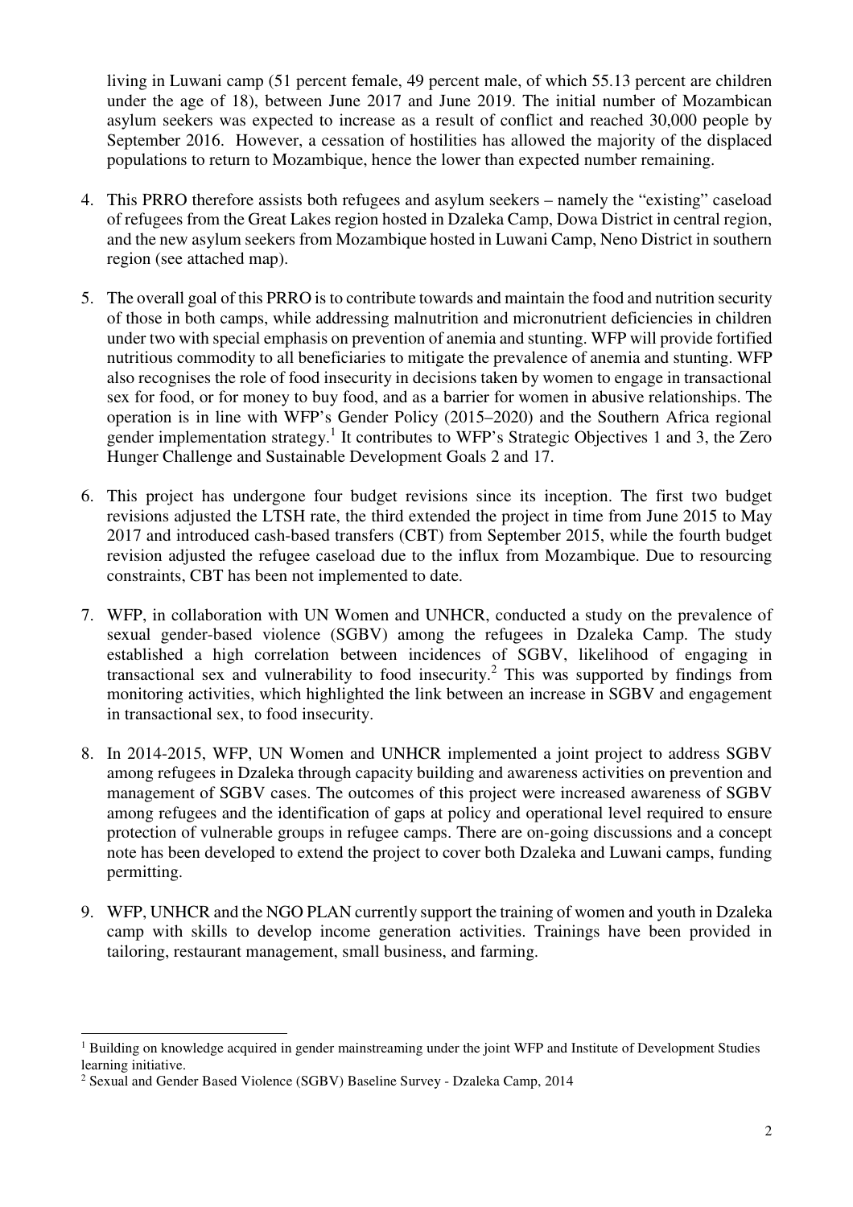living in Luwani camp (51 percent female, 49 percent male, of which 55.13 percent are children under the age of 18), between June 2017 and June 2019. The initial number of Mozambican asylum seekers was expected to increase as a result of conflict and reached 30,000 people by September 2016. However, a cessation of hostilities has allowed the majority of the displaced populations to return to Mozambique, hence the lower than expected number remaining.

4. This PRRO therefore assists both refugees and asylum seekers – namely the "existing" caseload of refugees from the Great Lakes region hosted in Dzaleka Camp, Dowa District in central region, and the new asylum seekers from Mozambique hosted in Luwani Camp, Neno District in southern region (see attached map).

5. The overall goal of this PRRO is to contribute towards and maintain the food and nutrition security of those in both camps, while addressing malnutrition and micronutrient deficiencies in children under two with special emphasis on prevention of anemia and stunting. WFP will provide fortified nutritious commodity to all beneficiaries to mitigate the prevalence of anemia and stunting. WFP also recognises the role of food insecurity in decisions taken by women to engage in transactional sex for food, or for money to buy food, and as a barrier for women in abusive relationships. The operation is in line with WFP's Gender Policy (2015–2020) and the Southern Africa regional gender implementation strategy.[1] It contributes to WFP's Strategic Objectives 1 and 3, the Zero Hunger Challenge and Sustainable Development Goals 2 and 17.

6. This project has undergone four budget revisions since its inception. The first two budget revisions adjusted the LTSH rate, the third extended the project in time from June 2015 to May 2017 and introduced cash-based transfers (CBT) from September 2015, while the fourth budget revision adjusted the refugee caseload due to the influx from Mozambique. Due to resourcing constraints, CBT has been not implemented to date.

7. WFP, in collaboration with UN Women and UNHCR, conducted a study on the prevalence of sexual gender-based violence (SGBV) among the refugees in Dzaleka Camp. The study established a high correlation between incidences of SGBV, likelihood of engaging in transactional sex and vulnerability to food insecurity.[2] This was supported by findings from monitoring activities, which highlighted the link between an increase in SGBV and engagement in transactional sex, to food insecurity.

8. In 2014-2015, WFP, UN Women and UNHCR implemented a joint project to address SGBV among refugees in Dzaleka through capacity building and awareness activities on prevention and management of SGBV cases. The outcomes of this project were increased awareness of SGBV among refugees and the identification of gaps at policy and operational level required to ensure protection of vulnerable groups in refugee camps. There are on-going discussions and a concept note has been developed to extend the project to cover both Dzaleka and Luwani camps, funding permitting.

9. WFP, UNHCR and the NGO PLAN currently support the training of women and youth in Dzaleka camp with skills to develop income generation activities. Trainings have been provided in tailoring, restaurant management, small business, and farming.

---

[1] Building on knowledge acquired in gender mainstreaming under the joint WFP and Institute of Development Studies learning initiative.

[2] Sexual and Gender Based Violence (SGBV) Baseline Survey - Dzaleka Camp, 2014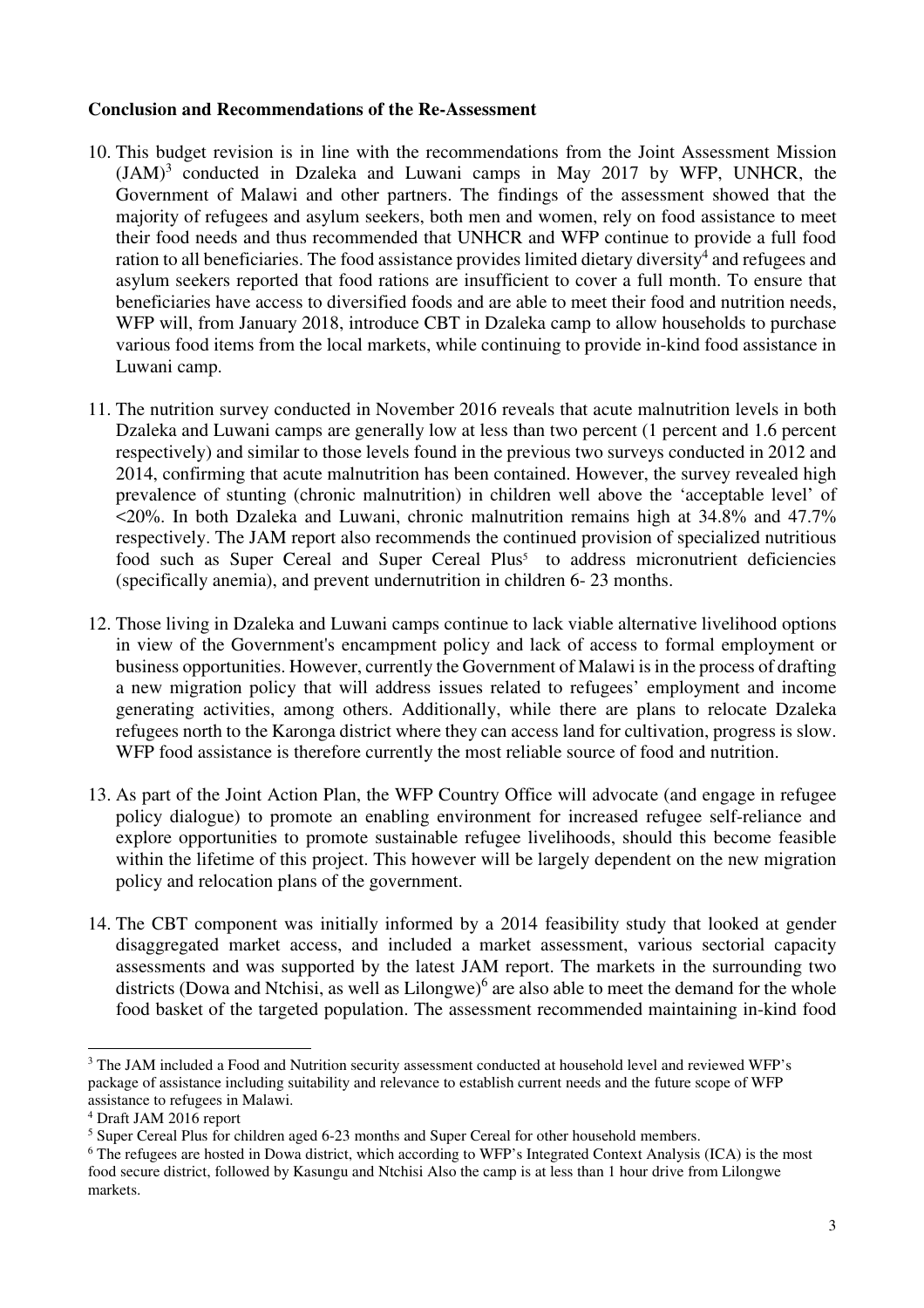**Conclusion and Recommendations of the Re-Assessment**

10. This budget revision is in line with the recommendations from the Joint Assessment Mission (JAM)[3] conducted in Dzaleka and Luwani camps in May 2017 by WFP, UNHCR, the Government of Malawi and other partners. The findings of the assessment showed that the majority of refugees and asylum seekers, both men and women, rely on food assistance to meet their food needs and thus recommended that UNHCR and WFP continue to provide a full food ration to all beneficiaries. The food assistance provides limited dietary diversity[4] and refugees and asylum seekers reported that food rations are insufficient to cover a full month. To ensure that beneficiaries have access to diversified foods and are able to meet their food and nutrition needs, WFP will, from January 2018, introduce CBT in Dzaleka camp to allow households to purchase various food items from the local markets, while continuing to provide in-kind food assistance in Luwani camp.

11. The nutrition survey conducted in November 2016 reveals that acute malnutrition levels in both Dzaleka and Luwani camps are generally low at less than two percent (1 percent and 1.6 percent respectively) and similar to those levels found in the previous two surveys conducted in 2012 and 2014, confirming that acute malnutrition has been contained. However, the survey revealed high prevalence of stunting (chronic malnutrition) in children well above the 'acceptable level' of <20%. In both Dzaleka and Luwani, chronic malnutrition remains high at 34.8% and 47.7% respectively. The JAM report also recommends the continued provision of specialized nutritious food such as Super Cereal and Super Cereal Plus[5] to address micronutrient deficiencies (specifically anemia), and prevent undernutrition in children 6- 23 months.

12. Those living in Dzaleka and Luwani camps continue to lack viable alternative livelihood options in view of the Government's encampment policy and lack of access to formal employment or business opportunities. However, currently the Government of Malawi is in the process of drafting a new migration policy that will address issues related to refugees' employment and income generating activities, among others. Additionally, while there are plans to relocate Dzaleka refugees north to the Karonga district where they can access land for cultivation, progress is slow. WFP food assistance is therefore currently the most reliable source of food and nutrition.

13. As part of the Joint Action Plan, the WFP Country Office will advocate (and engage in refugee policy dialogue) to promote an enabling environment for increased refugee self-reliance and explore opportunities to promote sustainable refugee livelihoods, should this become feasible within the lifetime of this project. This however will be largely dependent on the new migration policy and relocation plans of the government.

14. The CBT component was initially informed by a 2014 feasibility study that looked at gender disaggregated market access, and included a market assessment, various sectorial capacity assessments and was supported by the latest JAM report. The markets in the surrounding two districts (Dowa and Ntchisi, as well as Lilongwe)[6] are also able to meet the demand for the whole food basket of the targeted population. The assessment recommended maintaining in-kind food

---

[3] The JAM included a Food and Nutrition security assessment conducted at household level and reviewed WFP's package of assistance including suitability and relevance to establish current needs and the future scope of WFP assistance to refugees in Malawi.

[4] Draft JAM 2016 report

[5] Super Cereal Plus for children aged 6-23 months and Super Cereal for other household members.

[6] The refugees are hosted in Dowa district, which according to WFP's Integrated Context Analysis (ICA) is the most food secure district, followed by Kasungu and Ntchisi Also the camp is at less than 1 hour drive from Lilongwe markets.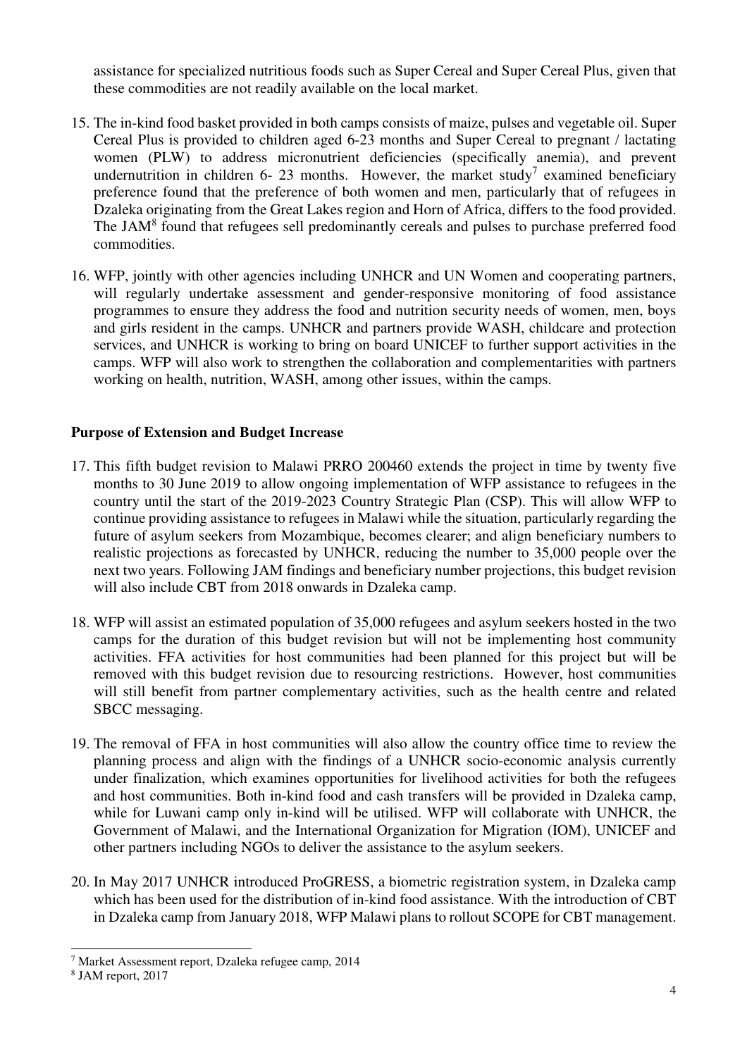assistance for specialized nutritious foods such as Super Cereal and Super Cereal Plus, given that these commodities are not readily available on the local market.

15. The in-kind food basket provided in both camps consists of maize, pulses and vegetable oil. Super Cereal Plus is provided to children aged 6-23 months and Super Cereal to pregnant / lactating women (PLW) to address micronutrient deficiencies (specifically anemia), and prevent undernutrition in children 6- 23 months. However, the market study[7] examined beneficiary preference found that the preference of both women and men, particularly that of refugees in Dzaleka originating from the Great Lakes region and Horn of Africa, differs to the food provided. The JAM[8] found that refugees sell predominantly cereals and pulses to purchase preferred food commodities.

16. WFP, jointly with other agencies including UNHCR and UN Women and cooperating partners, will regularly undertake assessment and gender-responsive monitoring of food assistance programmes to ensure they address the food and nutrition security needs of women, men, boys and girls resident in the camps. UNHCR and partners provide WASH, childcare and protection services, and UNHCR is working to bring on board UNICEF to further support activities in the camps. WFP will also work to strengthen the collaboration and complementarities with partners working on health, nutrition, WASH, among other issues, within the camps.

**Purpose of Extension and Budget Increase**

17. This fifth budget revision to Malawi PRRO 200460 extends the project in time by twenty five months to 30 June 2019 to allow ongoing implementation of WFP assistance to refugees in the country until the start of the 2019-2023 Country Strategic Plan (CSP). This will allow WFP to continue providing assistance to refugees in Malawi while the situation, particularly regarding the future of asylum seekers from Mozambique, becomes clearer; and align beneficiary numbers to realistic projections as forecasted by UNHCR, reducing the number to 35,000 people over the next two years. Following JAM findings and beneficiary number projections, this budget revision will also include CBT from 2018 onwards in Dzaleka camp.

18. WFP will assist an estimated population of 35,000 refugees and asylum seekers hosted in the two camps for the duration of this budget revision but will not be implementing host community activities. FFA activities for host communities had been planned for this project but will be removed with this budget revision due to resourcing restrictions. However, host communities will still benefit from partner complementary activities, such as the health centre and related SBCC messaging.

19. The removal of FFA in host communities will also allow the country office time to review the planning process and align with the findings of a UNHCR socio-economic analysis currently under finalization, which examines opportunities for livelihood activities for both the refugees and host communities. Both in-kind food and cash transfers will be provided in Dzaleka camp, while for Luwani camp only in-kind will be utilised. WFP will collaborate with UNHCR, the Government of Malawi, and the International Organization for Migration (IOM), UNICEF and other partners including NGOs to deliver the assistance to the asylum seekers.

20. In May 2017 UNHCR introduced ProGRESS, a biometric registration system, in Dzaleka camp which has been used for the distribution of in-kind food assistance. With the introduction of CBT in Dzaleka camp from January 2018, WFP Malawi plans to rollout SCOPE for CBT management.

---

[7] Market Assessment report, Dzaleka refugee camp, 2014

[8] JAM report, 2017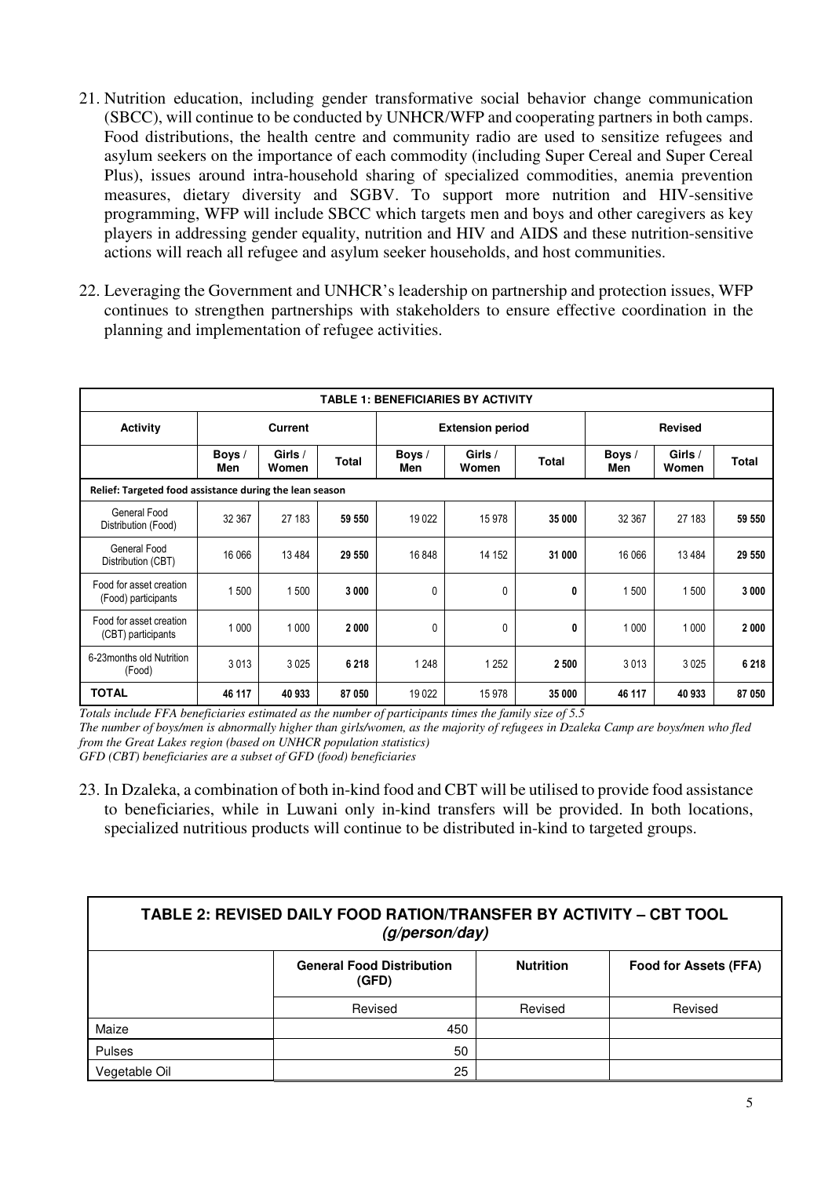21. Nutrition education, including gender transformative social behavior change communication (SBCC), will continue to be conducted by UNHCR/WFP and cooperating partners in both camps. Food distributions, the health centre and community radio are used to sensitize refugees and asylum seekers on the importance of each commodity (including Super Cereal and Super Cereal Plus), issues around intra-household sharing of specialized commodities, anemia prevention measures, dietary diversity and SGBV. To support more nutrition and HIV-sensitive programming, WFP will include SBCC which targets men and boys and other caregivers as key players in addressing gender equality, nutrition and HIV and AIDS and these nutrition-sensitive actions will reach all refugee and asylum seeker households, and host communities.

22. Leveraging the Government and UNHCR's leadership on partnership and protection issues, WFP continues to strengthen partnerships with stakeholders to ensure effective coordination in the planning and implementation of refugee activities.

| TABLE 1: BENEFICIARIES BY ACTIVITY | | | | | | | | | |
|---|---|---|---|---|---|---|---|---|---|
| **Activity** | **Current** | | | **Extension period** | | | **Revised** | | |
| | **Boys / Men** | **Girls / Women** | **Total** | **Boys / Men** | **Girls / Women** | **Total** | **Boys / Men** | **Girls / Women** | **Total** |
| **Relief: Targeted food assistance during the lean season** | | | | | | | | | |
| General Food Distribution (Food) | 32 367 | 27 183 | **59 550** | 19 022 | 15 978 | **35 000** | 32 367 | 27 183 | **59 550** |
| General Food Distribution (CBT) | 16 066 | 13 484 | **29 550** | 16 848 | 14 152 | **31 000** | 16 066 | 13 484 | **29 550** |
| Food for asset creation (Food) participants | 1 500 | 1 500 | **3 000** | 0 | 0 | **0** | 1 500 | 1 500 | **3 000** |
| Food for asset creation (CBT) participants | 1 000 | 1 000 | **2 000** | 0 | 0 | **0** | 1 000 | 1 000 | **2 000** |
| 6-23months old Nutrition (Food) | 3 013 | 3 025 | **6 218** | 1 248 | 1 252 | **2 500** | 3 013 | 3 025 | **6 218** |
| **TOTAL** | **46 117** | **40 933** | **87 050** | 19 022 | 15 978 | **35 000** | **46 117** | **40 933** | **87 050** |

*Totals include FFA beneficiaries estimated as the number of participants times the family size of 5.5*
*The number of boys/men is abnormally higher than girls/women, as the majority of refugees in Dzaleka Camp are boys/men who fled from the Great Lakes region (based on UNHCR population statistics)*
*GFD (CBT) beneficiaries are a subset of GFD (food) beneficiaries*

23. In Dzaleka, a combination of both in-kind food and CBT will be utilised to provide food assistance to beneficiaries, while in Luwani only in-kind transfers will be provided. In both locations, specialized nutritious products will continue to be distributed in-kind to targeted groups.

| TABLE 2: REVISED DAILY FOOD RATION/TRANSFER BY ACTIVITY – CBT TOOL *(g/person/day)* | | | |
|---|---|---|---|
| | **General Food Distribution (GFD)** | **Nutrition** | **Food for Assets (FFA)** |
| | Revised | Revised | Revised |
| Maize | 450 | | |
| Pulses | 50 | | |
| Vegetable Oil | 25 | | |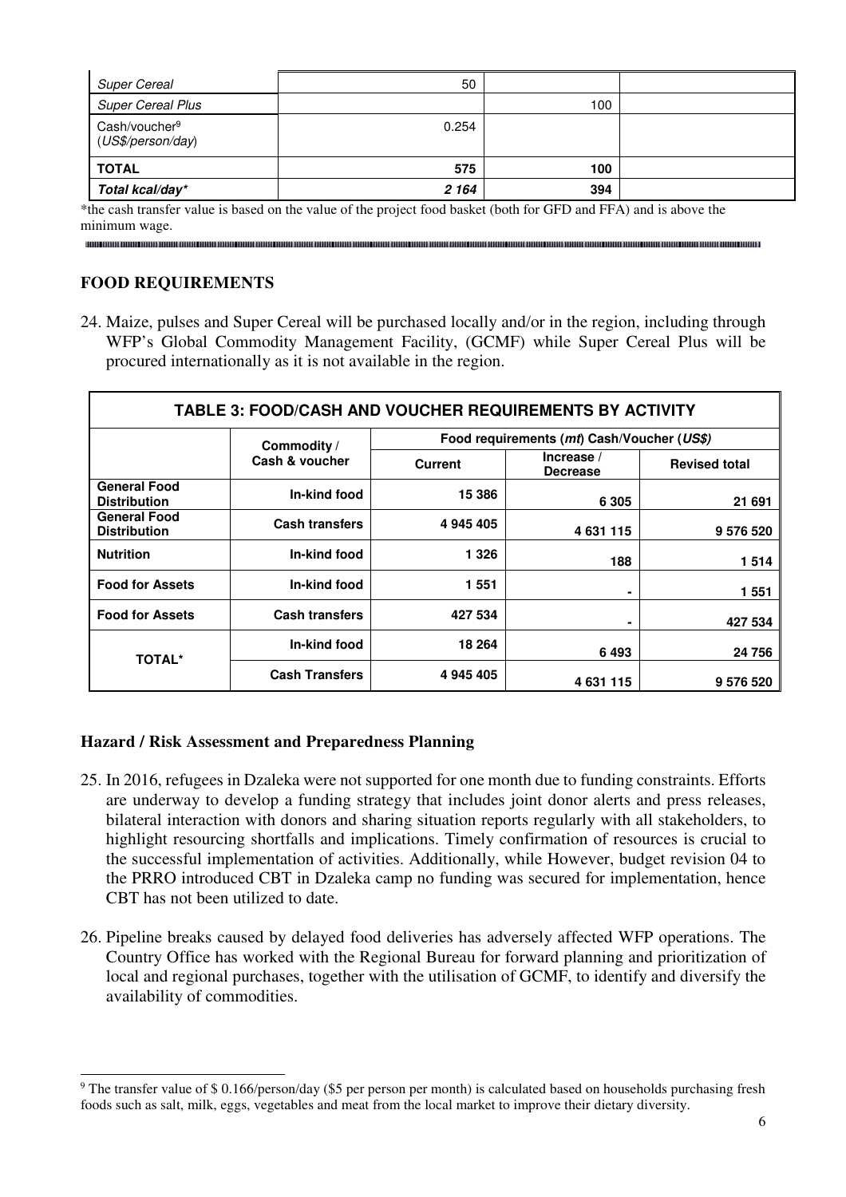| *Super Cereal* | 50 | | |
|---|---|---|---|
| *Super Cereal Plus* | | 100 | |
| Cash/voucher[9] (*US$/person/day*) | 0.254 | | |
| **TOTAL** | **575** | **100** | |
| ***Total kcal/day**** | ***2 164*** | **394** | |

*the cash transfer value is based on the value of the project food basket (both for GFD and FFA) and is above the minimum wage.

## FOOD REQUIREMENTS

24. Maize, pulses and Super Cereal will be purchased locally and/or in the region, including through WFP's Global Commodity Management Facility, (GCMF) while Super Cereal Plus will be procured internationally as it is not available in the region.

| TABLE 3: FOOD/CASH AND VOUCHER REQUIREMENTS BY ACTIVITY | | | | |
|---|---|---|---|---|
| | Commodity / Cash & voucher | Food requirements (*mt*) Cash/Voucher (*US$*) | | |
| | | Current | Increase / Decrease | Revised total |
| **General Food Distribution** | **In-kind food** | **15 386** | **6 305** | **21 691** |
| **General Food Distribution** | **Cash transfers** | **4 945 405** | **4 631 115** | **9 576 520** |
| **Nutrition** | **In-kind food** | **1 326** | **188** | **1 514** |
| **Food for Assets** | **In-kind food** | **1 551** | **-** | **1 551** |
| **Food for Assets** | **Cash transfers** | **427 534** | **-** | **427 534** |
| **TOTAL*** | **In-kind food** | **18 264** | **6 493** | **24 756** |
| | **Cash Transfers** | **4 945 405** | **4 631 115** | **9 576 520** |

### Hazard / Risk Assessment and Preparedness Planning

25. In 2016, refugees in Dzaleka were not supported for one month due to funding constraints. Efforts are underway to develop a funding strategy that includes joint donor alerts and press releases, bilateral interaction with donors and sharing situation reports regularly with all stakeholders, to highlight resourcing shortfalls and implications. Timely confirmation of resources is crucial to the successful implementation of activities. Additionally, while However, budget revision 04 to the PRRO introduced CBT in Dzaleka camp no funding was secured for implementation, hence CBT has not been utilized to date.

26. Pipeline breaks caused by delayed food deliveries has adversely affected WFP operations. The Country Office has worked with the Regional Bureau for forward planning and prioritization of local and regional purchases, together with the utilisation of GCMF, to identify and diversify the availability of commodities.

[9] The transfer value of $ 0.166/person/day ($5 per person per month) is calculated based on households purchasing fresh foods such as salt, milk, eggs, vegetables and meat from the local market to improve their dietary diversity.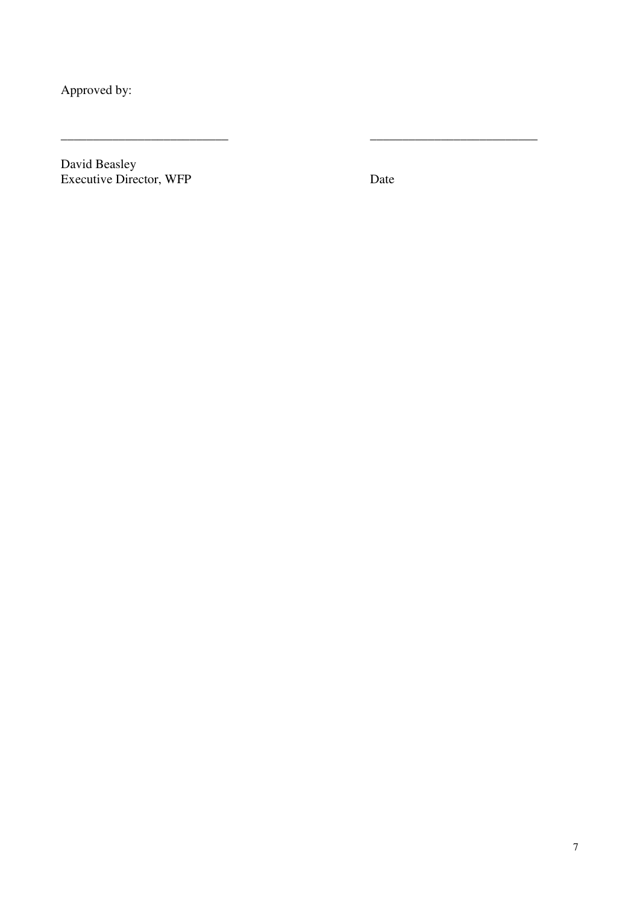Approved by:

\_\_\_\_\_\_\_\_\_\_\_\_\_\_\_\_\_\_\_\_\_\_\_\_\_\_\_ \_\_\_\_\_\_\_\_\_\_\_\_\_\_\_\_\_\_\_\_\_\_\_\_\_\_\_

David Beasley
Executive Director, WFP Date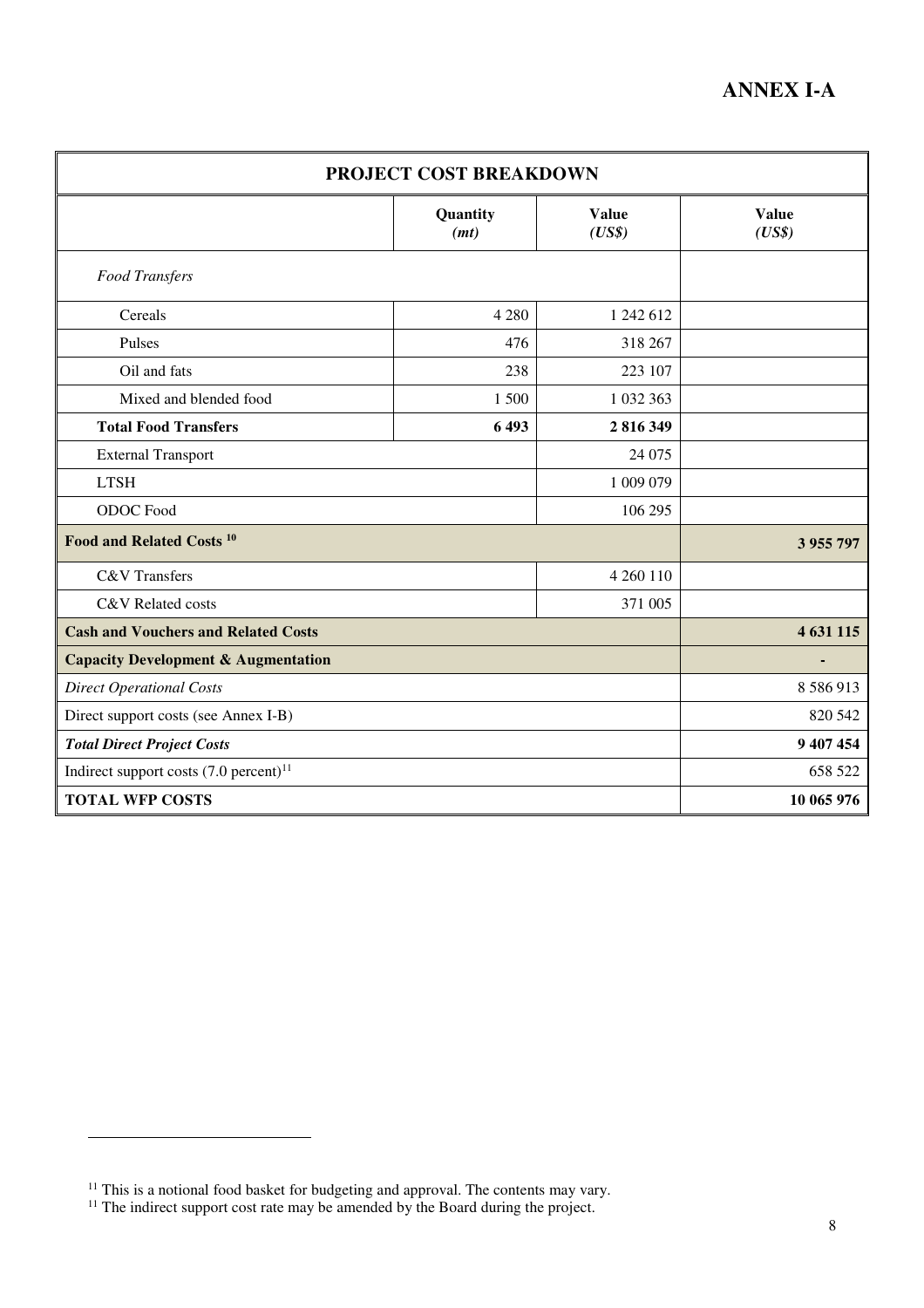# ANNEX I-A

| PROJECT COST BREAKDOWN | | | |
|---|---|---|---|
| | *Quantity (mt)* | *Value (US$)* | *Value (US$)* |
| *Food Transfers* | | | |
| Cereals | 4 280 | 1 242 612 | |
| Pulses | 476 | 318 267 | |
| Oil and fats | 238 | 223 107 | |
| Mixed and blended food | 1 500 | 1 032 363 | |
| **Total Food Transfers** | **6 493** | **2 816 349** | |
| External Transport | | 24 075 | |
| LTSH | | 1 009 079 | |
| ODOC Food | | 106 295 | |
| **Food and Related Costs [10]** | | | **3 955 797** |
| C&V Transfers | | 4 260 110 | |
| C&V Related costs | | 371 005 | |
| **Cash and Vouchers and Related Costs** | | | **4 631 115** |
| **Capacity Development & Augmentation** | | | **-** |
| *Direct Operational Costs* | | | 8 586 913 |
| Direct support costs (see Annex I-B) | | | 820 542 |
| ***Total Direct Project Costs*** | | | **9 407 454** |
| Indirect support costs (7.0 percent)[11] | | | 658 522 |
| **TOTAL WFP COSTS** | | | **10 065 976** |

[11] This is a notional food basket for budgeting and approval. The contents may vary.

[11] The indirect support cost rate may be amended by the Board during the project.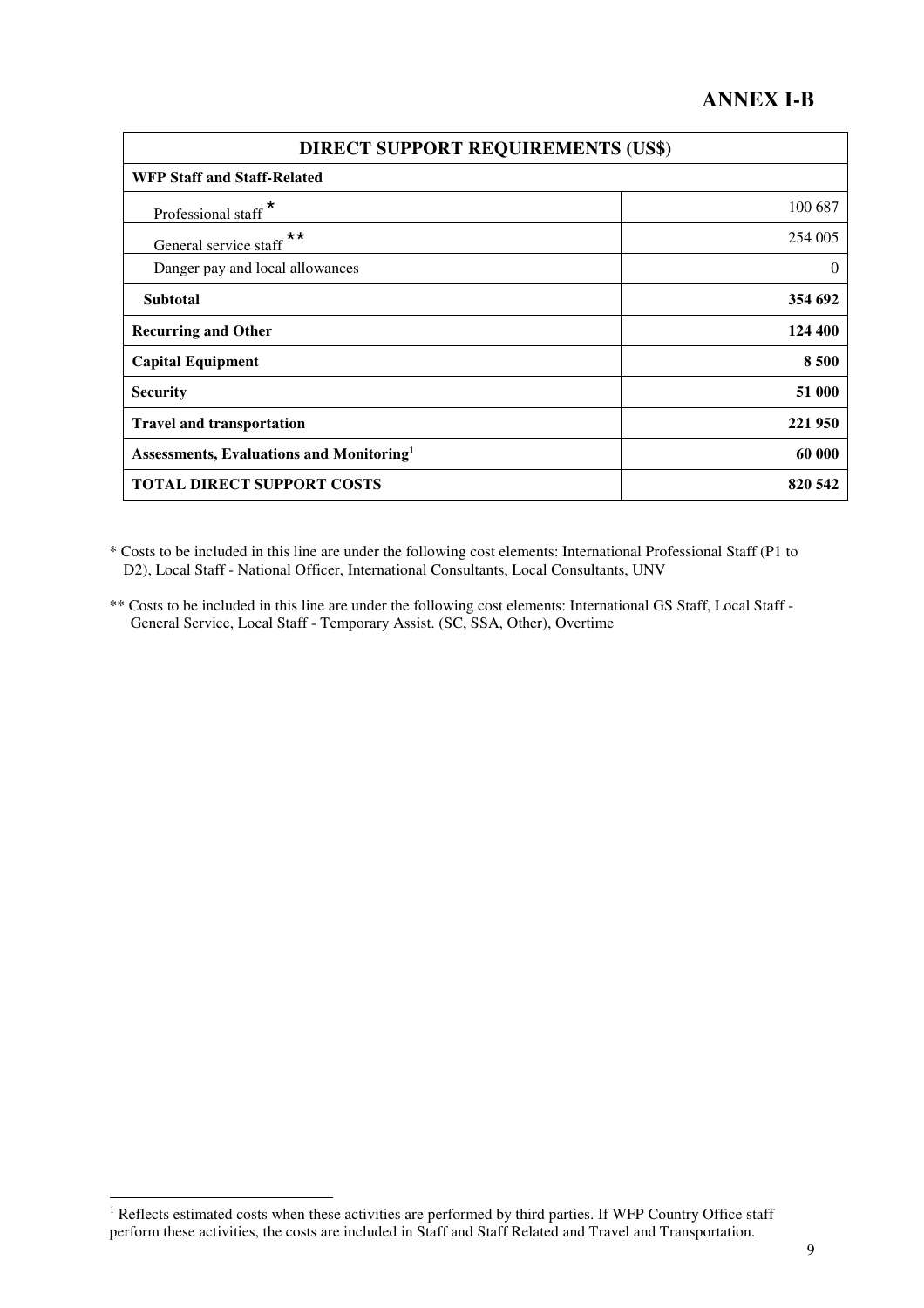## ANNEX I-B

| DIRECT SUPPORT REQUIREMENTS (US$) | |
|---|---|
| **WFP Staff and Staff-Related** | |
| Professional staff * | 100 687 |
| General service staff ** | 254 005 |
| Danger pay and local allowances | 0 |
| **Subtotal** | **354 692** |
| **Recurring and Other** | **124 400** |
| **Capital Equipment** | **8 500** |
| **Security** | **51 000** |
| **Travel and transportation** | **221 950** |
| **Assessments, Evaluations and Monitoring[1]** | **60 000** |
| **TOTAL DIRECT SUPPORT COSTS** | **820 542** |

* Costs to be included in this line are under the following cost elements: International Professional Staff (P1 to D2), Local Staff - National Officer, International Consultants, Local Consultants, UNV

** Costs to be included in this line are under the following cost elements: International GS Staff, Local Staff - General Service, Local Staff - Temporary Assist. (SC, SSA, Other), Overtime

[1] Reflects estimated costs when these activities are performed by third parties. If WFP Country Office staff perform these activities, the costs are included in Staff and Staff Related and Travel and Transportation.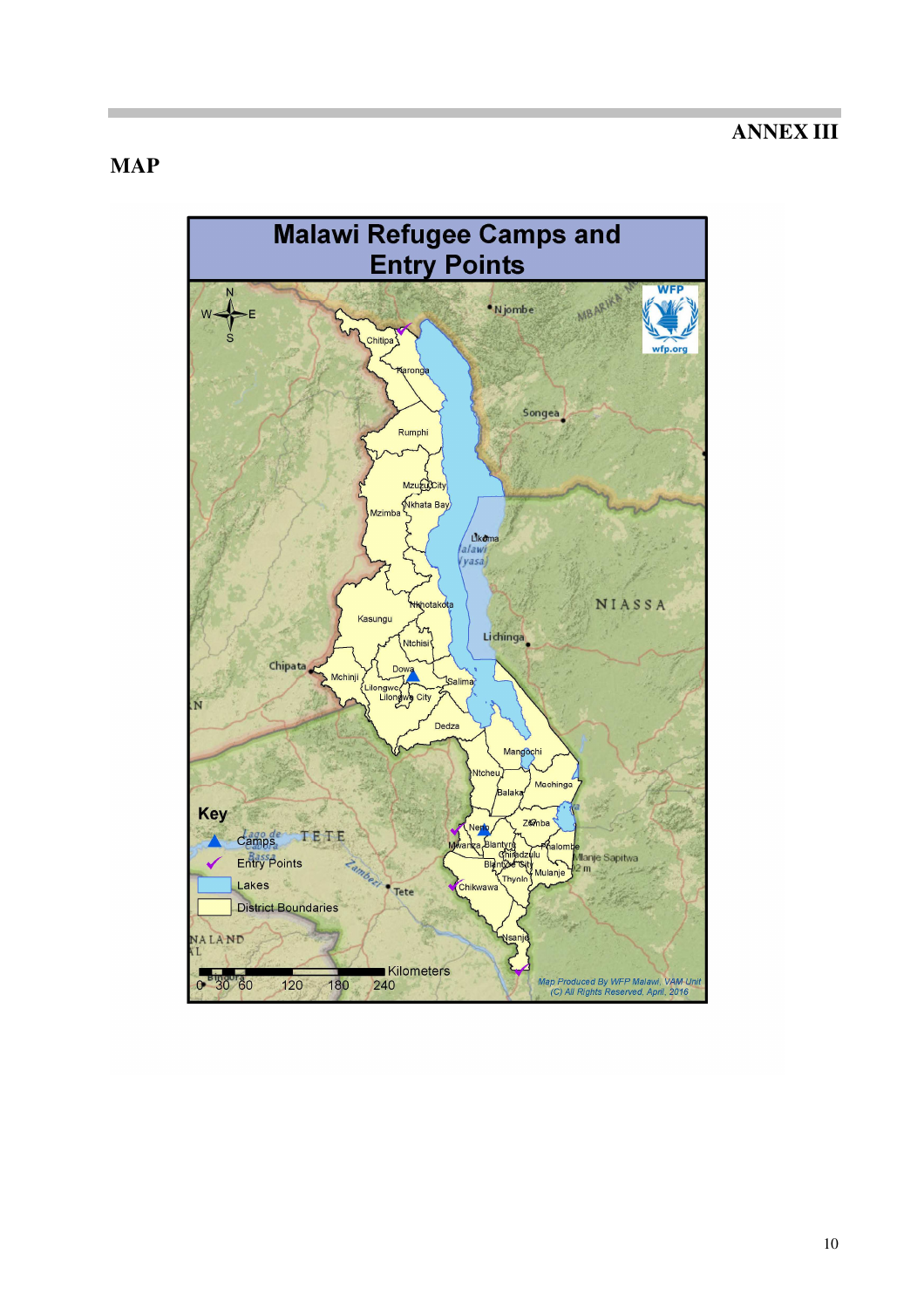# ANNEX III

## MAP

**Malawi Refugee Camps and Entry Points**

Key

- Camps
- Entry Points
- Lakes
- District Boundaries

Kilometers

0 30 60 120 180 240

Map Produced By WFP Malawi, VAM Unit
(C) All Rights Reserved, April, 2016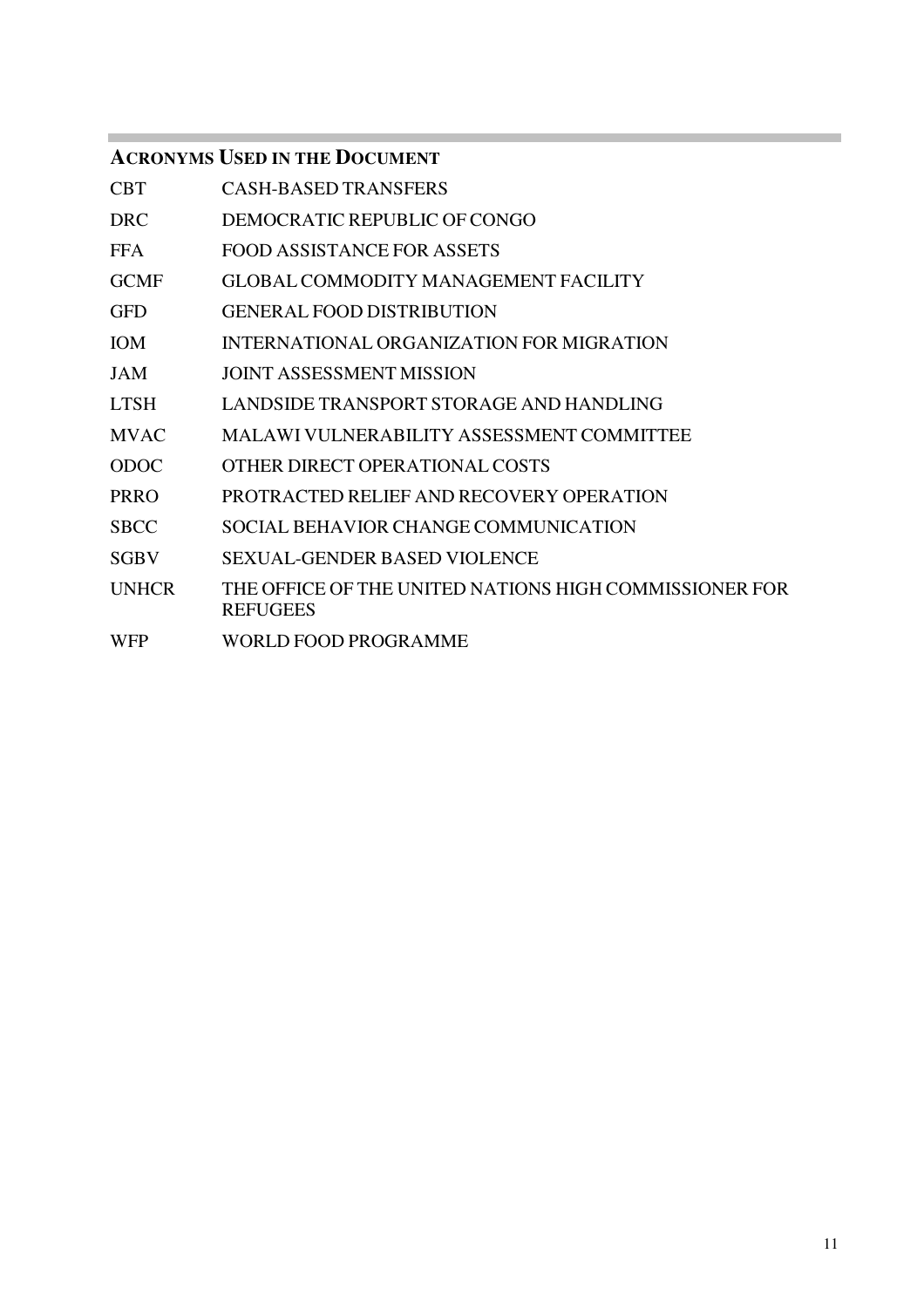## ACRONYMS USED IN THE DOCUMENT

| | |
|---|---|
| CBT | CASH-BASED TRANSFERS |
| DRC | DEMOCRATIC REPUBLIC OF CONGO |
| FFA | FOOD ASSISTANCE FOR ASSETS |
| GCMF | GLOBAL COMMODITY MANAGEMENT FACILITY |
| GFD | GENERAL FOOD DISTRIBUTION |
| IOM | INTERNATIONAL ORGANIZATION FOR MIGRATION |
| JAM | JOINT ASSESSMENT MISSION |
| LTSH | LANDSIDE TRANSPORT STORAGE AND HANDLING |
| MVAC | MALAWI VULNERABILITY ASSESSMENT COMMITTEE |
| ODOC | OTHER DIRECT OPERATIONAL COSTS |
| PRRO | PROTRACTED RELIEF AND RECOVERY OPERATION |
| SBCC | SOCIAL BEHAVIOR CHANGE COMMUNICATION |
| SGBV | SEXUAL-GENDER BASED VIOLENCE |
| UNHCR | THE OFFICE OF THE UNITED NATIONS HIGH COMMISSIONER FOR REFUGEES |
| WFP | WORLD FOOD PROGRAMME |